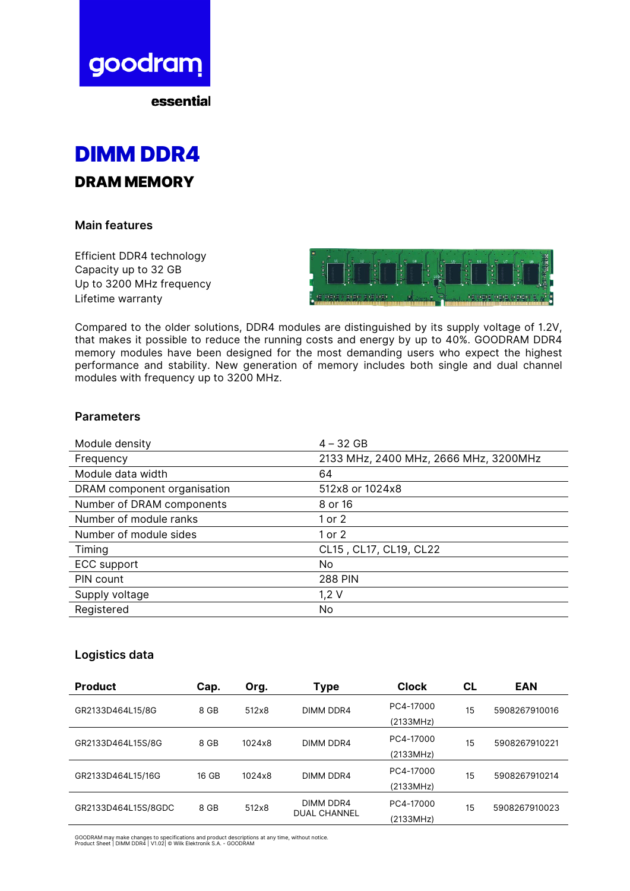goodram

essential

# DIMM DDR4

## DRAM MEMORY

### Main features

Efficient DDR4 technology
Capacity up to 32 GB
Up to 3200 MHz frequency
Lifetime warranty

Compared to the older solutions, DDR4 modules are distinguished by its supply voltage of 1.2V, that makes it possible to reduce the running costs and energy by up to 40%. GOODRAM DDR4 memory modules have been designed for the most demanding users who expect the highest performance and stability. New generation of memory includes both single and dual channel modules with frequency up to 3200 MHz.

### Parameters

| | |
|---|---|
| Module density | 4 – 32 GB |
| Frequency | 2133 MHz, 2400 MHz, 2666 MHz, 3200MHz |
| Module data width | 64 |
| DRAM component organisation | 512x8 or 1024x8 |
| Number of DRAM components | 8 or 16 |
| Number of module ranks | 1 or 2 |
| Number of module sides | 1 or 2 |
| Timing | CL15 , CL17, CL19, CL22 |
| ECC support | No |
| PIN count | 288 PIN |
| Supply voltage | 1,2 V |
| Registered | No |

### Logistics data

| Product | Cap. | Org. | Type | Clock | CL | EAN |
|---|---|---|---|---|---|---|
| GR2133D464L15/8G | 8 GB | 512x8 | DIMM DDR4 | PC4-17000 (2133MHz) | 15 | 5908267910016 |
| GR2133D464L15S/8G | 8 GB | 1024x8 | DIMM DDR4 | PC4-17000 (2133MHz) | 15 | 5908267910221 |
| GR2133D464L15/16G | 16 GB | 1024x8 | DIMM DDR4 | PC4-17000 (2133MHz) | 15 | 5908267910214 |
| GR2133D464L15S/8GDC | 8 GB | 512x8 | DIMM DDR4 DUAL CHANNEL | PC4-17000 (2133MHz) | 15 | 5908267910023 |

GOODRAM may make changes to specifications and product descriptions at any time, without notice.
Product Sheet | DIMM DDR4 | V1.02| © Wilk Elektronik S.A. - GOODRAM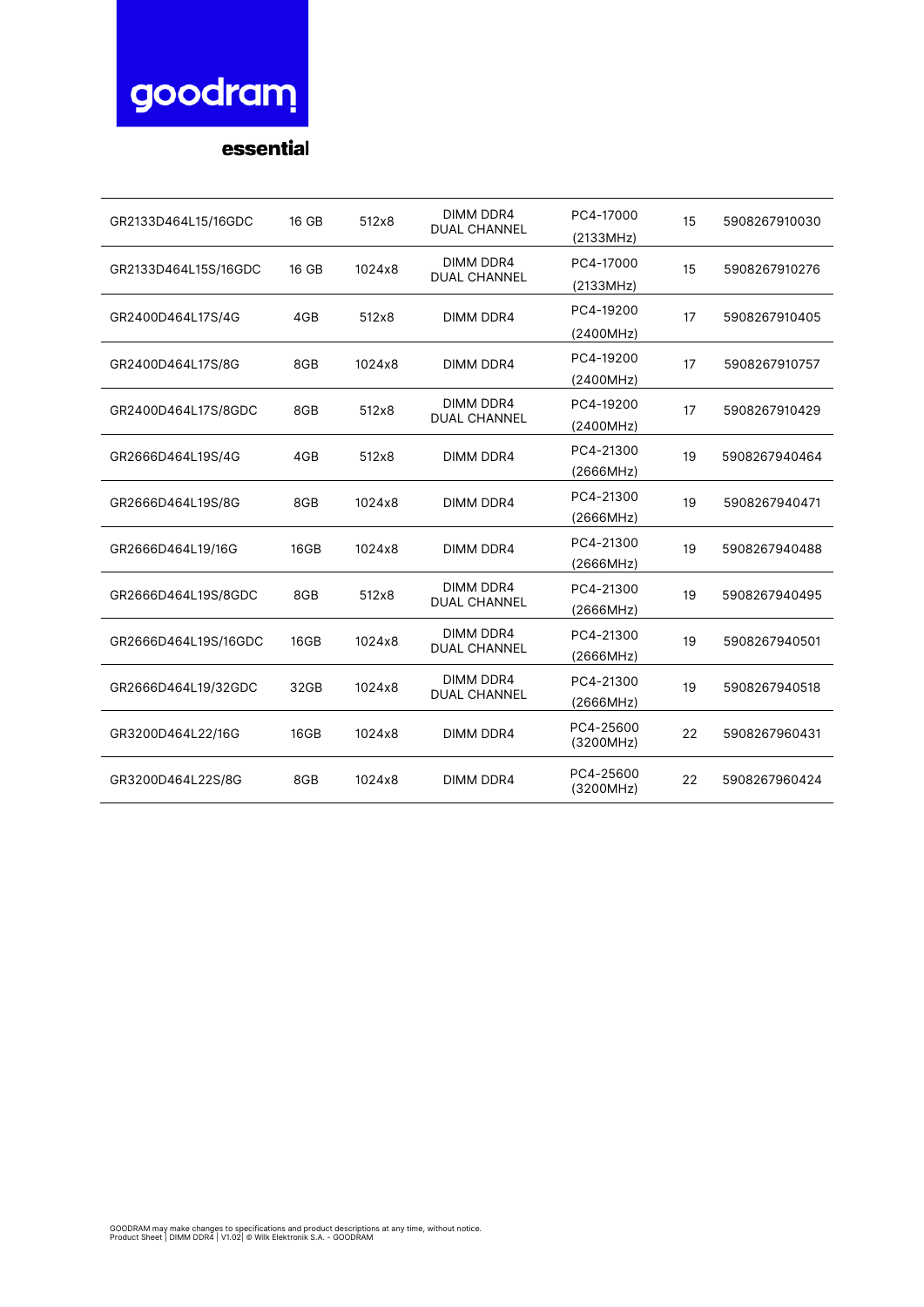goodram

essential

| | | | | | | |
|---|---|---|---|---|---|---|
| GR2133D464L15/16GDC | 16 GB | 512x8 | DIMM DDR4 DUAL CHANNEL | PC4-17000 (2133MHz) | 15 | 5908267910030 |
| GR2133D464L15S/16GDC | 16 GB | 1024x8 | DIMM DDR4 DUAL CHANNEL | PC4-17000 (2133MHz) | 15 | 5908267910276 |
| GR2400D464L17S/4G | 4GB | 512x8 | DIMM DDR4 | PC4-19200 (2400MHz) | 17 | 5908267910405 |
| GR2400D464L17S/8G | 8GB | 1024x8 | DIMM DDR4 | PC4-19200 (2400MHz) | 17 | 5908267910757 |
| GR2400D464L17S/8GDC | 8GB | 512x8 | DIMM DDR4 DUAL CHANNEL | PC4-19200 (2400MHz) | 17 | 5908267910429 |
| GR2666D464L19S/4G | 4GB | 512x8 | DIMM DDR4 | PC4-21300 (2666MHz) | 19 | 5908267940464 |
| GR2666D464L19S/8G | 8GB | 1024x8 | DIMM DDR4 | PC4-21300 (2666MHz) | 19 | 5908267940471 |
| GR2666D464L19/16G | 16GB | 1024x8 | DIMM DDR4 | PC4-21300 (2666MHz) | 19 | 5908267940488 |
| GR2666D464L19S/8GDC | 8GB | 512x8 | DIMM DDR4 DUAL CHANNEL | PC4-21300 (2666MHz) | 19 | 5908267940495 |
| GR2666D464L19S/16GDC | 16GB | 1024x8 | DIMM DDR4 DUAL CHANNEL | PC4-21300 (2666MHz) | 19 | 5908267940501 |
| GR2666D464L19/32GDC | 32GB | 1024x8 | DIMM DDR4 DUAL CHANNEL | PC4-21300 (2666MHz) | 19 | 5908267940518 |
| GR3200D464L22/16G | 16GB | 1024x8 | DIMM DDR4 | PC4-25600 (3200MHz) | 22 | 5908267960431 |
| GR3200D464L22S/8G | 8GB | 1024x8 | DIMM DDR4 | PC4-25600 (3200MHz) | 22 | 5908267960424 |

GOODRAM may make changes to specifications and product descriptions at any time, without notice.
Product Sheet | DIMM DDR4 | V1.02| © Wilk Elektronik S.A. - GOODRAM